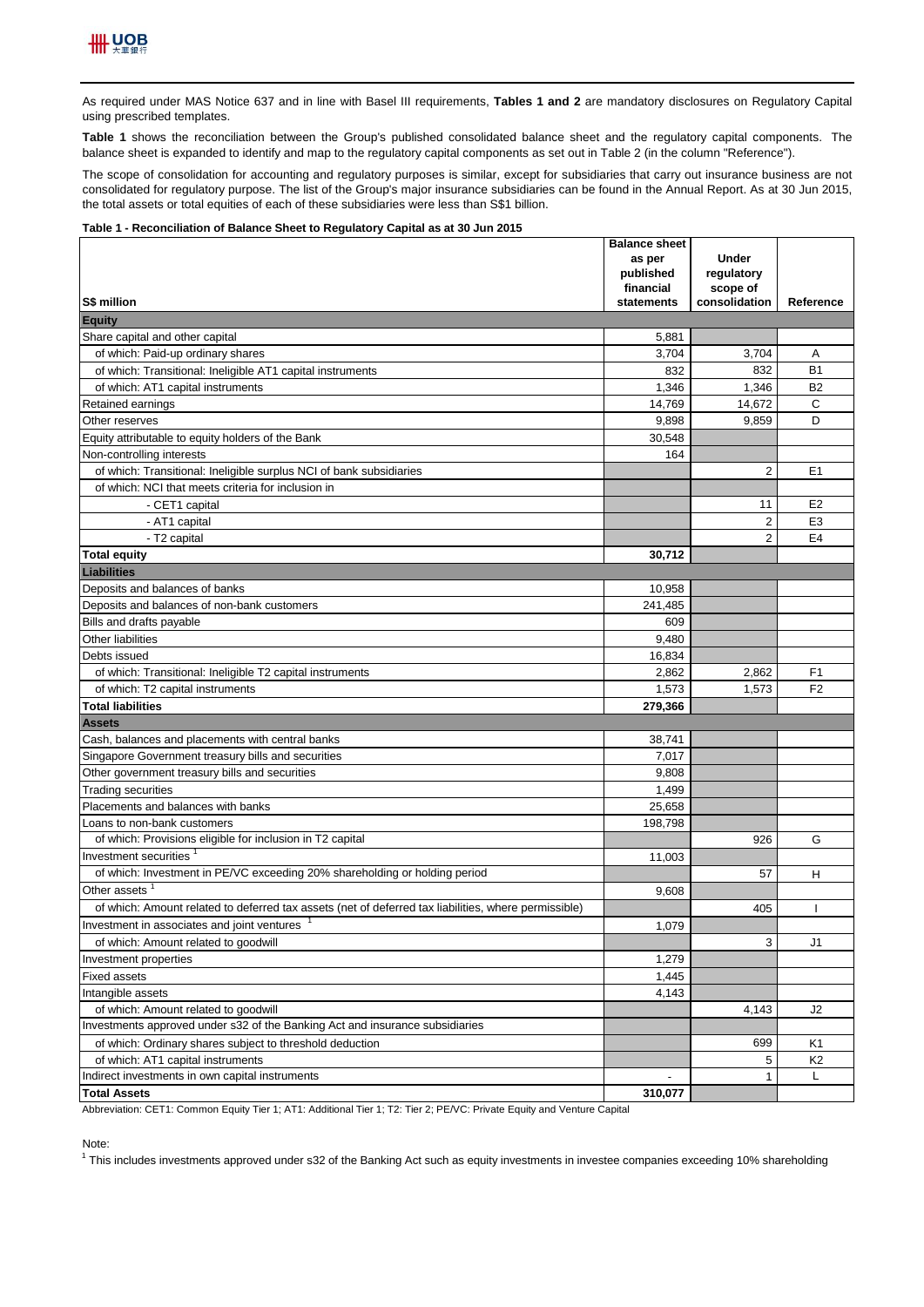As required under MAS Notice 637 and in line with Basel III requirements, **Tables 1 and 2** are mandatory disclosures on Regulatory Capital using prescribed templates.

**Table 1** shows the reconciliation between the Group's published consolidated balance sheet and the regulatory capital components. The balance sheet is expanded to identify and map to the regulatory capital components as set out in Table 2 (in the column "Reference").

The scope of consolidation for accounting and regulatory purposes is similar, except for subsidiaries that carry out insurance business are not consolidated for regulatory purpose. The list of the Group's major insurance subsidiaries can be found in the Annual Report. As at 30 Jun 2015, the total assets or total equities of each of these subsidiaries were less than S$1 billion.

**Table 1 - Reconciliation of Balance Sheet to Regulatory Capital as at 30 Jun 2015**

| S$ million | Balance sheet as per published financial statements | Under regulatory scope of consolidation | Reference |
|---|---|---|---|
| **Equity** | | | |
| Share capital and other capital | 5,881 | | |
| of which: Paid-up ordinary shares | 3,704 | 3,704 | A |
| of which: Transitional: Ineligible AT1 capital instruments | 832 | 832 | B1 |
| of which: AT1 capital instruments | 1,346 | 1,346 | B2 |
| Retained earnings | 14,769 | 14,672 | C |
| Other reserves | 9,898 | 9,859 | D |
| Equity attributable to equity holders of the Bank | 30,548 | | |
| Non-controlling interests | 164 | | |
| of which: Transitional: Ineligible surplus NCI of bank subsidiaries | | 2 | E1 |
| of which: NCI that meets criteria for inclusion in | | | |
| - CET1 capital | | 11 | E2 |
| - AT1 capital | | 2 | E3 |
| - T2 capital | | 2 | E4 |
| **Total equity** | **30,712** | | |
| **Liabilities** | | | |
| Deposits and balances of banks | 10,958 | | |
| Deposits and balances of non-bank customers | 241,485 | | |
| Bills and drafts payable | 609 | | |
| Other liabilities | 9,480 | | |
| Debts issued | 16,834 | | |
| of which: Transitional: Ineligible T2 capital instruments | 2,862 | 2,862 | F1 |
| of which: T2 capital instruments | 1,573 | 1,573 | F2 |
| **Total liabilities** | **279,366** | | |
| **Assets** | | | |
| Cash, balances and placements with central banks | 38,741 | | |
| Singapore Government treasury bills and securities | 7,017 | | |
| Other government treasury bills and securities | 9,808 | | |
| Trading securities | 1,499 | | |
| Placements and balances with banks | 25,658 | | |
| Loans to non-bank customers | 198,798 | | |
| of which: Provisions eligible for inclusion in T2 capital | | 926 | G |
| Investment securities [1] | 11,003 | | |
| of which: Investment in PE/VC exceeding 20% shareholding or holding period | | 57 | H |
| Other assets [1] | 9,608 | | |
| of which: Amount related to deferred tax assets (net of deferred tax liabilities, where permissible) | | 405 | I |
| Investment in associates and joint ventures [1] | 1,079 | | |
| of which: Amount related to goodwill | | 3 | J1 |
| Investment properties | 1,279 | | |
| Fixed assets | 1,445 | | |
| Intangible assets | 4,143 | | |
| of which: Amount related to goodwill | | 4,143 | J2 |
| Investments approved under s32 of the Banking Act and insurance subsidiaries | | | |
| of which: Ordinary shares subject to threshold deduction | | 699 | K1 |
| of which: AT1 capital instruments | | 5 | K2 |
| Indirect investments in own capital instruments | - | 1 | L |
| **Total Assets** | **310,077** | | |

Abbreviation: CET1: Common Equity Tier 1; AT1: Additional Tier 1; T2: Tier 2; PE/VC: Private Equity and Venture Capital

Note:

[1] This includes investments approved under s32 of the Banking Act such as equity investments in investee companies exceeding 10% shareholding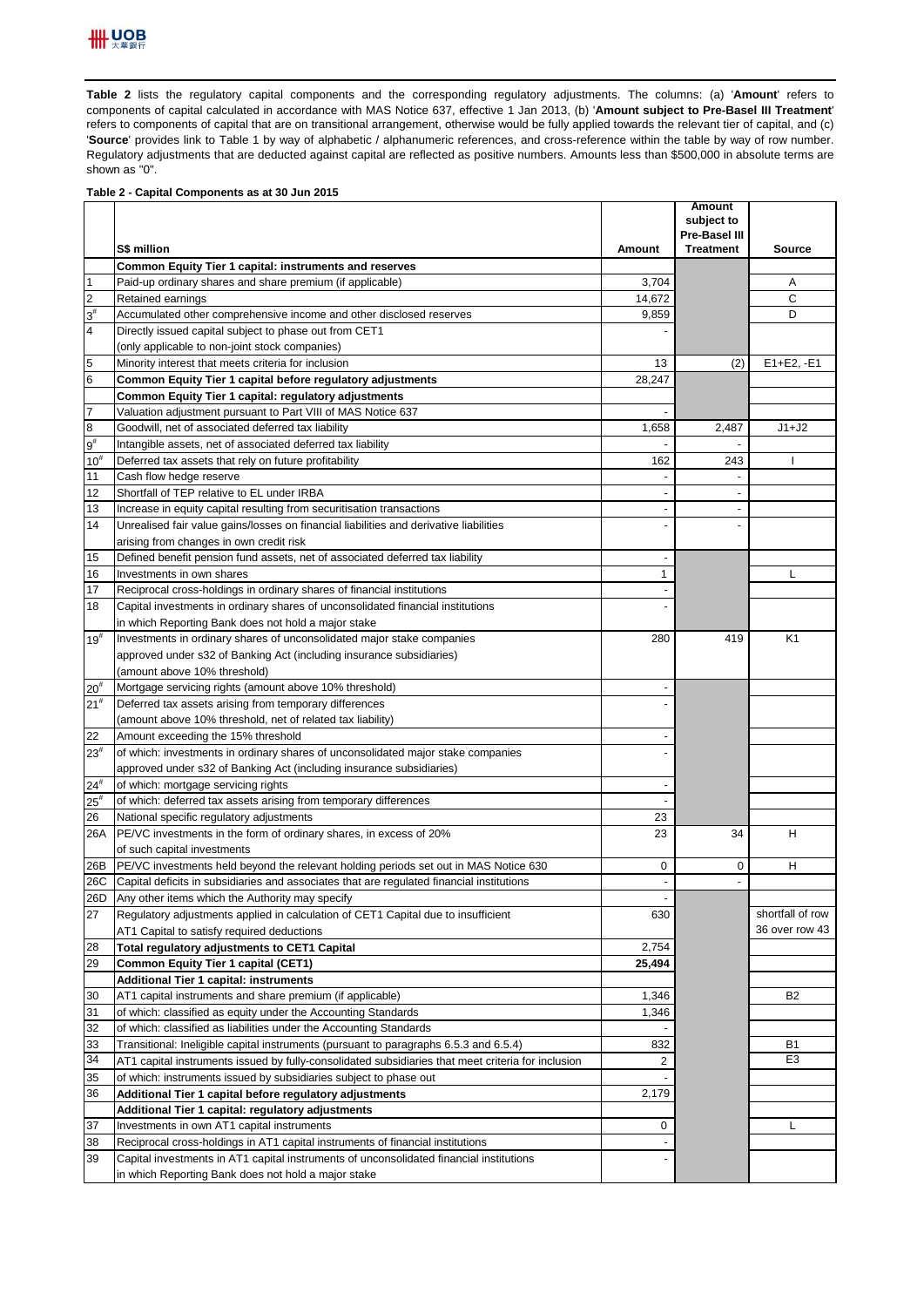**Table 2** lists the regulatory capital components and the corresponding regulatory adjustments. The columns: (a) '**Amount**' refers to components of capital calculated in accordance with MAS Notice 637, effective 1 Jan 2013, (b) '**Amount subject to Pre-Basel III Treatment**' refers to components of capital that are on transitional arrangement, otherwise would be fully applied towards the relevant tier of capital, and (c) '**Source**' provides link to Table 1 by way of alphabetic / alphanumeric references, and cross-reference within the table by way of row number. Regulatory adjustments that are deducted against capital are reflected as positive numbers. Amounts less than $500,000 in absolute terms are shown as "0".

**Table 2 - Capital Components as at 30 Jun 2015**

| | S$ million | Amount | Amount subject to Pre-Basel III Treatment | Source |
|---|---|---|---|---|
| | **Common Equity Tier 1 capital: instruments and reserves** | | | |
| 1 | Paid-up ordinary shares and share premium (if applicable) | 3,704 | | A |
| 2 | Retained earnings | 14,672 | | C |
| 3# | Accumulated other comprehensive income and other disclosed reserves | 9,859 | | D |
| 4 | Directly issued capital subject to phase out from CET1 (only applicable to non-joint stock companies) | - | | |
| 5 | Minority interest that meets criteria for inclusion | 13 | (2) | E1+E2, -E1 |
| 6 | **Common Equity Tier 1 capital before regulatory adjustments** | 28,247 | | |
| | **Common Equity Tier 1 capital: regulatory adjustments** | | | |
| 7 | Valuation adjustment pursuant to Part VIII of MAS Notice 637 | - | | |
| 8 | Goodwill, net of associated deferred tax liability | 1,658 | 2,487 | J1+J2 |
| 9# | Intangible assets, net of associated deferred tax liability | - | - | |
| 10# | Deferred tax assets that rely on future profitability | 162 | 243 | I |
| 11 | Cash flow hedge reserve | - | - | |
| 12 | Shortfall of TEP relative to EL under IRBA | - | - | |
| 13 | Increase in equity capital resulting from securitisation transactions | - | - | |
| 14 | Unrealised fair value gains/losses on financial liabilities and derivative liabilities arising from changes in own credit risk | - | - | |
| 15 | Defined benefit pension fund assets, net of associated deferred tax liability | - | | |
| 16 | Investments in own shares | 1 | | L |
| 17 | Reciprocal cross-holdings in ordinary shares of financial institutions | - | | |
| 18 | Capital investments in ordinary shares of unconsolidated financial institutions in which Reporting Bank does not hold a major stake | - | | |
| 19# | Investments in ordinary shares of unconsolidated major stake companies approved under s32 of Banking Act (including insurance subsidiaries) (amount above 10% threshold) | 280 | 419 | K1 |
| 20# | Mortgage servicing rights (amount above 10% threshold) | - | | |
| 21# | Deferred tax assets arising from temporary differences (amount above 10% threshold, net of related tax liability) | - | | |
| 22 | Amount exceeding the 15% threshold | - | | |
| 23# | of which: investments in ordinary shares of unconsolidated major stake companies approved under s32 of Banking Act (including insurance subsidiaries) | - | | |
| 24# | of which: mortgage servicing rights | - | | |
| 25# | of which: deferred tax assets arising from temporary differences | - | | |
| 26 | National specific regulatory adjustments | 23 | | |
| 26A | PE/VC investments in the form of ordinary shares, in excess of 20% of such capital investments | 23 | 34 | H |
| 26B | PE/VC investments held beyond the relevant holding periods set out in MAS Notice 630 | 0 | 0 | H |
| 26C | Capital deficits in subsidiaries and associates that are regulated financial institutions | - | - | |
| 26D | Any other items which the Authority may specify | - | | |
| 27 | Regulatory adjustments applied in calculation of CET1 Capital due to insufficient AT1 Capital to satisfy required deductions | 630 | | shortfall of row 36 over row 43 |
| 28 | **Total regulatory adjustments to CET1 Capital** | 2,754 | | |
| 29 | **Common Equity Tier 1 capital (CET1)** | **25,494** | | |
| | **Additional Tier 1 capital: instruments** | | | |
| 30 | AT1 capital instruments and share premium (if applicable) | 1,346 | | B2 |
| 31 | of which: classified as equity under the Accounting Standards | 1,346 | | |
| 32 | of which: classified as liabilities under the Accounting Standards | - | | |
| 33 | Transitional: Ineligible capital instruments (pursuant to paragraphs 6.5.3 and 6.5.4) | 832 | | B1 |
| 34 | AT1 capital instruments issued by fully-consolidated subsidiaries that meet criteria for inclusion | 2 | | E3 |
| 35 | of which: instruments issued by subsidiaries subject to phase out | - | | |
| 36 | **Additional Tier 1 capital before regulatory adjustments** | 2,179 | | |
| | **Additional Tier 1 capital: regulatory adjustments** | | | |
| 37 | Investments in own AT1 capital instruments | 0 | | L |
| 38 | Reciprocal cross-holdings in AT1 capital instruments of financial institutions | - | | |
| 39 | Capital investments in AT1 capital instruments of unconsolidated financial institutions in which Reporting Bank does not hold a major stake | - | | |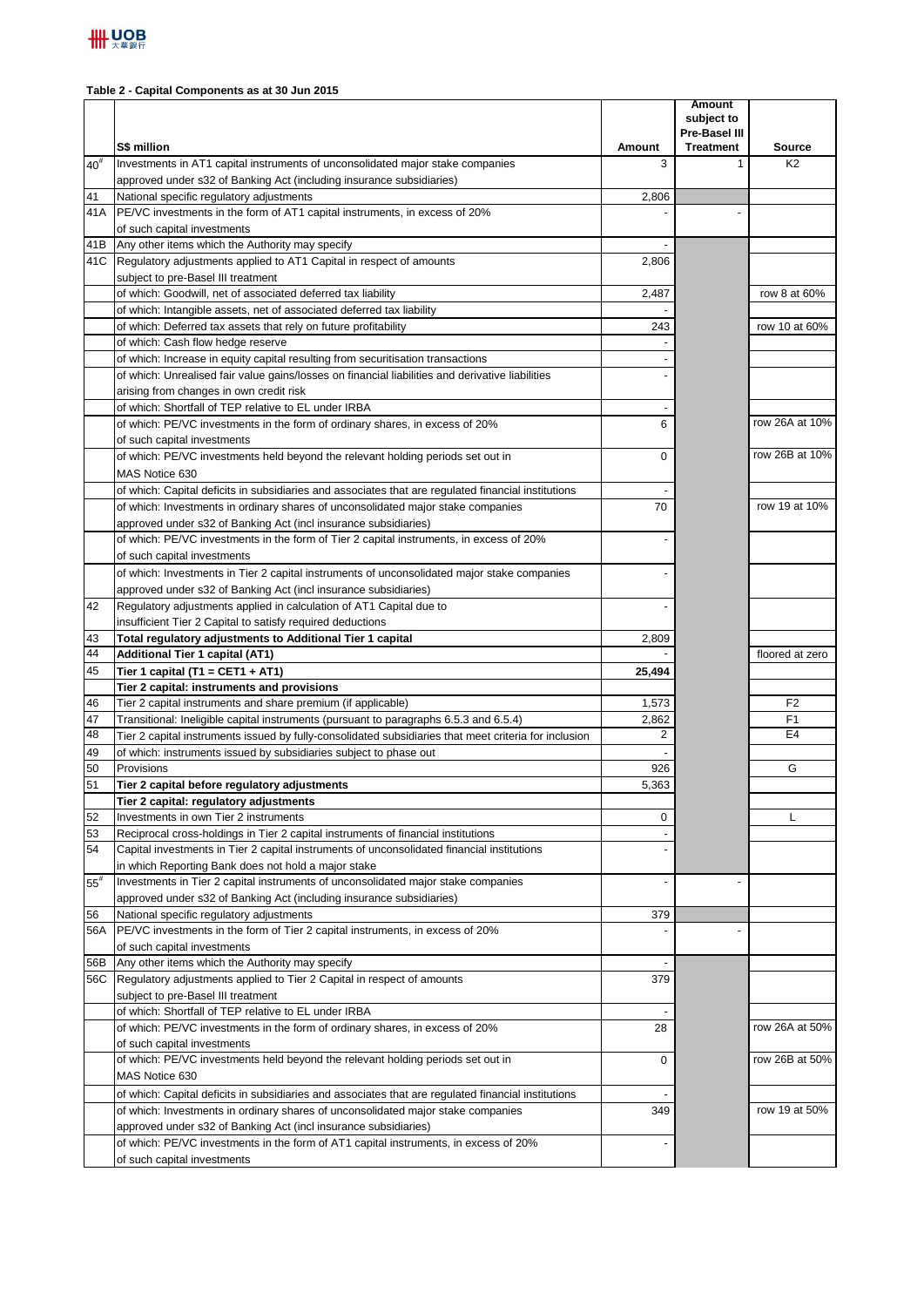**Table 2 - Capital Components as at 30 Jun 2015**

| | S$ million | Amount | Amount subject to Pre-Basel III Treatment | Source |
|---|---|---|---|---|
| 40[#] | Investments in AT1 capital instruments of unconsolidated major stake companies approved under s32 of Banking Act (including insurance subsidiaries) | 3 | 1 | K2 |
| 41 | National specific regulatory adjustments | 2,806 | | |
| 41A | PE/VC investments in the form of AT1 capital instruments, in excess of 20% of such capital investments | - | - | |
| 41B | Any other items which the Authority may specify | - | | |
| 41C | Regulatory adjustments applied to AT1 Capital in respect of amounts subject to pre-Basel III treatment | 2,806 | | |
| | of which: Goodwill, net of associated deferred tax liability | 2,487 | | row 8 at 60% |
| | of which: Intangible assets, net of associated deferred tax liability | - | | |
| | of which: Deferred tax assets that rely on future profitability | 243 | | row 10 at 60% |
| | of which: Cash flow hedge reserve | - | | |
| | of which: Increase in equity capital resulting from securitisation transactions | - | | |
| | of which: Unrealised fair value gains/losses on financial liabilities and derivative liabilities arising from changes in own credit risk | - | | |
| | of which: Shortfall of TEP relative to EL under IRBA | - | | |
| | of which: PE/VC investments in the form of ordinary shares, in excess of 20% of such capital investments | 6 | | row 26A at 10% |
| | of which: PE/VC investments held beyond the relevant holding periods set out in MAS Notice 630 | 0 | | row 26B at 10% |
| | of which: Capital deficits in subsidiaries and associates that are regulated financial institutions | - | | |
| | of which: Investments in ordinary shares of unconsolidated major stake companies approved under s32 of Banking Act (incl insurance subsidiaries) | 70 | | row 19 at 10% |
| | of which: PE/VC investments in the form of Tier 2 capital instruments, in excess of 20% of such capital investments | - | | |
| | of which: Investments in Tier 2 capital instruments of unconsolidated major stake companies approved under s32 of Banking Act (incl insurance subsidiaries) | - | | |
| 42 | Regulatory adjustments applied in calculation of AT1 Capital due to insufficient Tier 2 Capital to satisfy required deductions | - | | |
| 43 | **Total regulatory adjustments to Additional Tier 1 capital** | 2,809 | | |
| 44 | **Additional Tier 1 capital (AT1)** | - | | floored at zero |
| 45 | **Tier 1 capital (T1 = CET1 + AT1)** | **25,494** | | |
| | **Tier 2 capital: instruments and provisions** | | | |
| 46 | Tier 2 capital instruments and share premium (if applicable) | 1,573 | | F2 |
| 47 | Transitional: Ineligible capital instruments (pursuant to paragraphs 6.5.3 and 6.5.4) | 2,862 | | F1 |
| 48 | Tier 2 capital instruments issued by fully-consolidated subsidiaries that meet criteria for inclusion | 2 | | E4 |
| 49 | of which: instruments issued by subsidiaries subject to phase out | - | | |
| 50 | Provisions | 926 | | G |
| 51 | **Tier 2 capital before regulatory adjustments** | 5,363 | | |
| | **Tier 2 capital: regulatory adjustments** | | | |
| 52 | Investments in own Tier 2 instruments | 0 | | L |
| 53 | Reciprocal cross-holdings in Tier 2 capital instruments of financial institutions | - | | |
| 54 | Capital investments in Tier 2 capital instruments of unconsolidated financial institutions in which Reporting Bank does not hold a major stake | - | | |
| 55[#] | Investments in Tier 2 capital instruments of unconsolidated major stake companies approved under s32 of Banking Act (including insurance subsidiaries) | - | - | |
| 56 | National specific regulatory adjustments | 379 | | |
| 56A | PE/VC investments in the form of Tier 2 capital instruments, in excess of 20% of such capital investments | - | - | |
| 56B | Any other items which the Authority may specify | - | | |
| 56C | Regulatory adjustments applied to Tier 2 Capital in respect of amounts subject to pre-Basel III treatment | 379 | | |
| | of which: Shortfall of TEP relative to EL under IRBA | - | | |
| | of which: PE/VC investments in the form of ordinary shares, in excess of 20% of such capital investments | 28 | | row 26A at 50% |
| | of which: PE/VC investments held beyond the relevant holding periods set out in MAS Notice 630 | 0 | | row 26B at 50% |
| | of which: Capital deficits in subsidiaries and associates that are regulated financial institutions | - | | |
| | of which: Investments in ordinary shares of unconsolidated major stake companies approved under s32 of Banking Act (incl insurance subsidiaries) | 349 | | row 19 at 50% |
| | of which: PE/VC investments in the form of AT1 capital instruments, of 20% of such capital investments | - | | |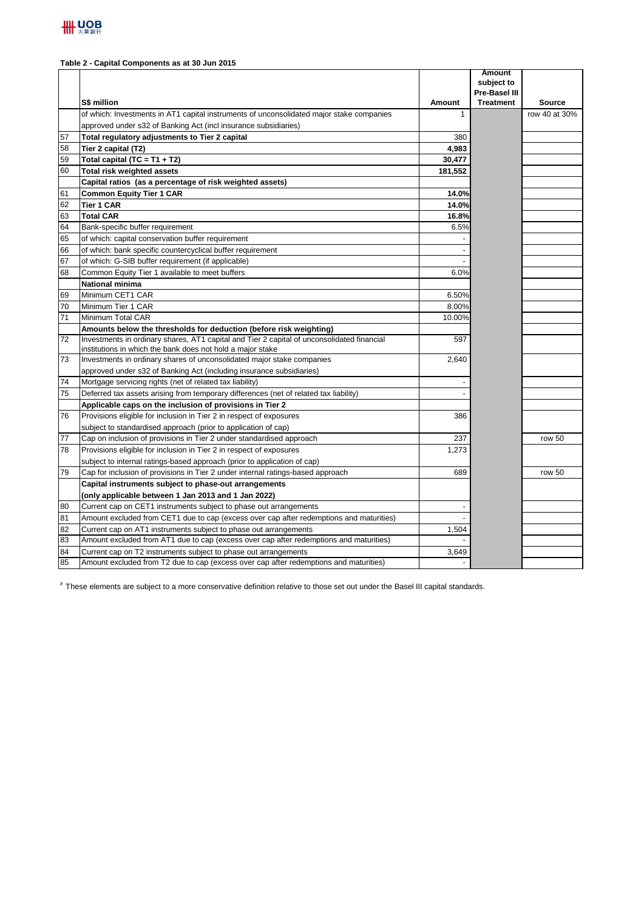**Table 2 - Capital Components as at 30 Jun 2015**

| | S$ million | Amount | Amount subject to Pre-Basel III Treatment | Source |
|---|---|---|---|---|
| | of which: Investments in AT1 capital instruments of unconsolidated major stake companies approved under s32 of Banking Act (incl insurance subsidiaries) | 1 | | row 40 at 30% |
| 57 | **Total regulatory adjustments to Tier 2 capital** | 380 | | |
| 58 | **Tier 2 capital (T2)** | **4,983** | | |
| 59 | **Total capital (TC = T1 + T2)** | **30,477** | | |
| 60 | **Total risk weighted assets** | **181,552** | | |
| | **Capital ratios (as a percentage of risk weighted assets)** | | | |
| 61 | **Common Equity Tier 1 CAR** | **14.0%** | | |
| 62 | **Tier 1 CAR** | **14.0%** | | |
| 63 | **Total CAR** | **16.8%** | | |
| 64 | Bank-specific buffer requirement | 6.5% | | |
| 65 | of which: capital conservation buffer requirement | - | | |
| 66 | of which: bank specific countercyclical buffer requirement | - | | |
| 67 | of which: G-SIB buffer requirement (if applicable) | - | | |
| 68 | Common Equity Tier 1 available to meet buffers | 6.0% | | |
| | **National minima** | | | |
| 69 | Minimum CET1 CAR | 6.50% | | |
| 70 | Minimum Tier 1 CAR | 8.00% | | |
| 71 | Minimum Total CAR | 10.00% | | |
| | **Amounts below the thresholds for deduction (before risk weighting)** | | | |
| 72 | Investments in ordinary shares, AT1 capital and Tier 2 capital of unconsolidated financial institutions in which the bank does not hold a major stake | 597 | | |
| 73 | Investments in ordinary shares of unconsolidated major stake companies approved under s32 of Banking Act (including insurance subsidiaries) | 2,640 | | |
| 74 | Mortgage servicing rights (net of related tax liability) | - | | |
| 75 | Deferred tax assets arising from temporary differences (net of related tax liability) | - | | |
| | **Applicable caps on the inclusion of provisions in Tier 2** | | | |
| 76 | Provisions eligible for inclusion in Tier 2 in respect of exposures subject to standardised approach (prior to application of cap) | 386 | | |
| 77 | Cap on inclusion of provisions in Tier 2 under standardised approach | 237 | | row 50 |
| 78 | Provisions eligible for inclusion in Tier 2 in respect of exposures subject to internal ratings-based approach (prior to application of cap) | 1,273 | | |
| 79 | Cap for inclusion of provisions in Tier 2 under internal ratings-based approach | 689 | | row 50 |
| | **Capital instruments subject to phase-out arrangements (only applicable between 1 Jan 2013 and 1 Jan 2022)** | | | |
| 80 | Current cap on CET1 instruments subject to phase out arrangements | - | | |
| 81 | Amount excluded from CET1 due to cap (excess over cap after redemptions and maturities) | - | | |
| 82 | Current cap on AT1 instruments subject to phase out arrangements | 1,504 | | |
| 83 | Amount excluded from AT1 due to cap (excess over cap after redemptions and maturities) | - | | |
| 84 | Current cap on T2 instruments subject to phase out arrangements | 3,649 | | |
| 85 | Amount excluded from T2 due to cap (excess over cap after redemptions and maturities) | - | | |

[#] These elements are subject to a more conservative definition relative to those set out under the Basel III capital standards.